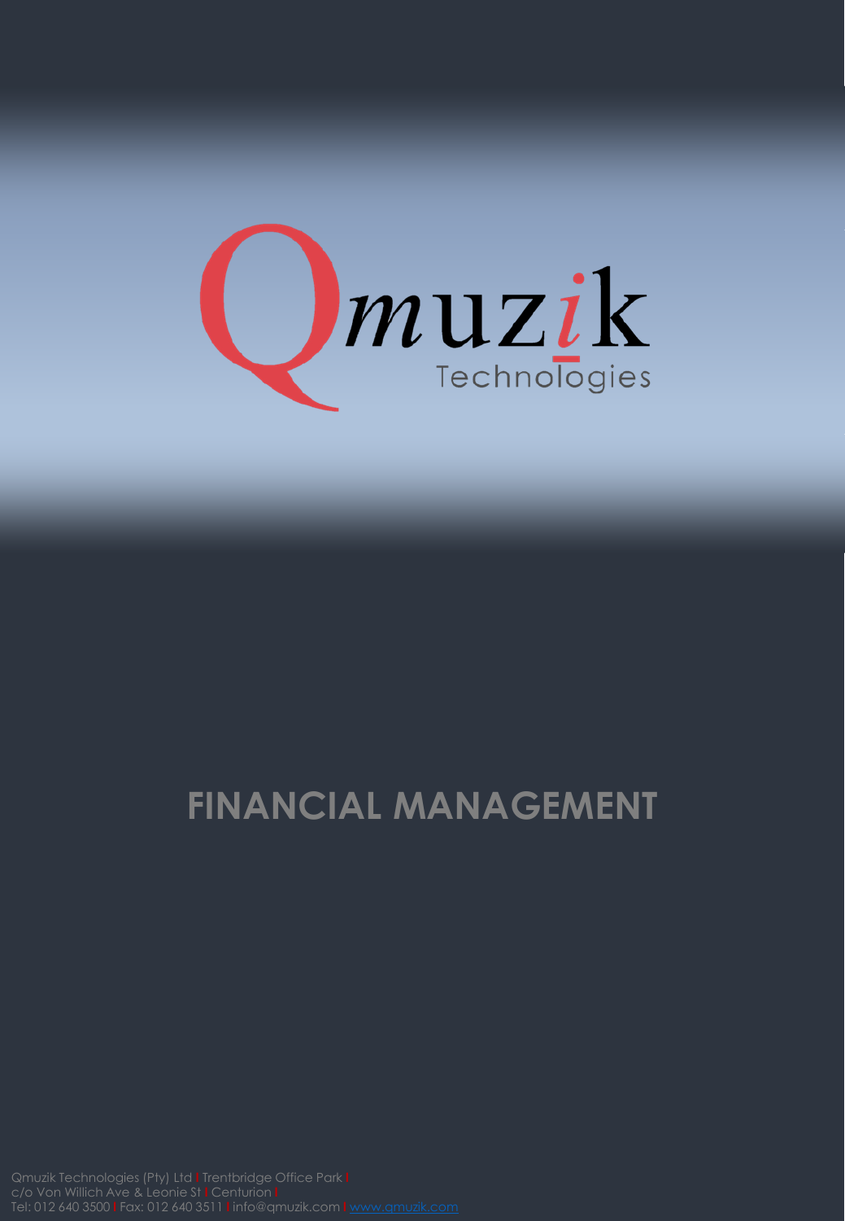Qmuzik Technologies

# FINANCIAL MANAGEMENT

Qmuzik Technologies (Pty) Ltd | Trentbridge Office Park |
c/o Von Willich Ave & Leonie St | Centurion |
Tel: 012 640 3500 | Fax: 012 640 3511 | info@qmuzik.com | www.qmuzik.com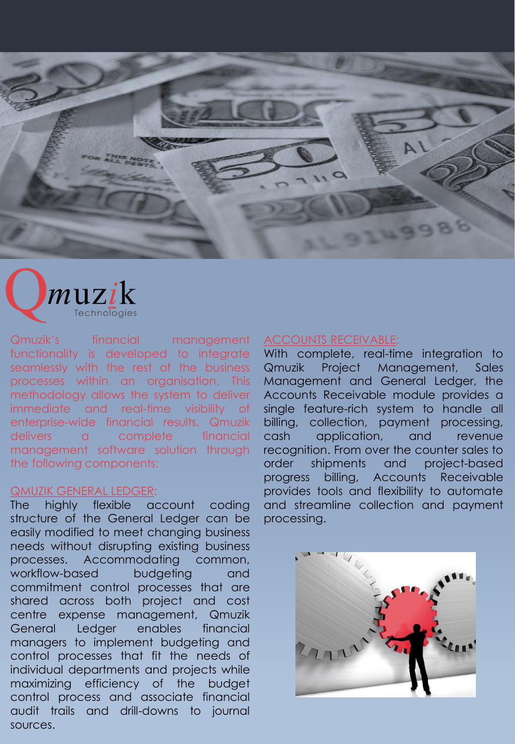Qmuzik Technologies

Qmuzik's financial management functionality is developed to integrate seamlessly with the rest of the business processes within an organisation. This methodology allows the system to deliver immediate and real-time visibility of enterprise-wide financial results. Qmuzik delivers a complete financial management software solution through the following components:

## QMUZIK GENERAL LEDGER:

The highly flexible account coding structure of the General Ledger can be easily modified to meet changing business needs without disrupting existing business processes. Accommodating common, workflow-based budgeting and commitment control processes that are shared across both project and cost centre expense management, Qmuzik General Ledger enables financial managers to implement budgeting and control processes that fit the needs of individual departments and projects while maximizing efficiency of the budget control process and associate financial audit trails and drill-downs to journal sources.

## ACCOUNTS RECEIVABLE:

With complete, real-time integration to Qmuzik Project Management, Sales Management and General Ledger, the Accounts Receivable module provides a single feature-rich system to handle all billing, collection, payment processing, cash application, and revenue recognition. From over the counter sales to order shipments and project-based progress billing, Accounts Receivable provides tools and flexibility to automate and streamline collection and payment processing.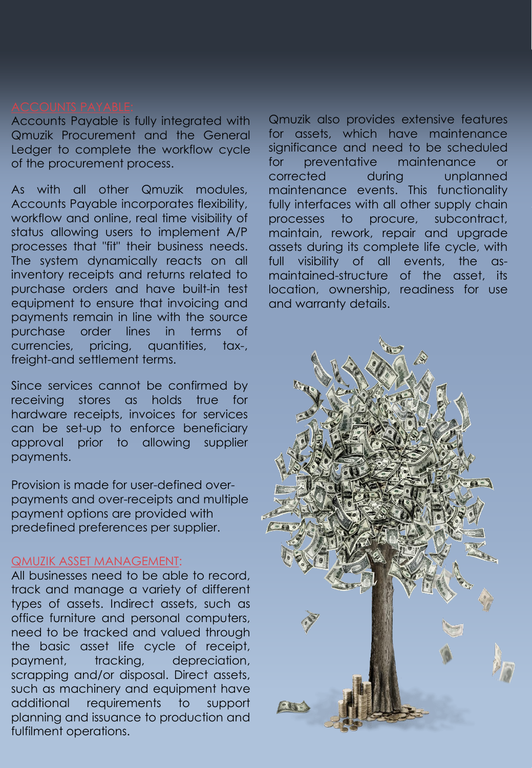## ACCOUNTS PAYABLE:

Accounts Payable is fully integrated with Qmuzik Procurement and the General Ledger to complete the workflow cycle of the procurement process.

As with all other Qmuzik modules, Accounts Payable incorporates flexibility, workflow and online, real time visibility of status allowing users to implement A/P processes that "fit" their business needs. The system dynamically reacts on all inventory receipts and returns related to purchase orders and have built-in test equipment to ensure that invoicing and payments remain in line with the source purchase order lines in terms of currencies, pricing, quantities, tax-, freight-and settlement terms.

Since services cannot be confirmed by receiving stores as holds true for hardware receipts, invoices for services can be set-up to enforce beneficiary approval prior to allowing supplier payments.

Provision is made for user-defined over-payments and over-receipts and multiple payment options are provided with predefined preferences per supplier.

## QMUZIK ASSET MANAGEMENT:

All businesses need to be able to record, track and manage a variety of different types of assets. Indirect assets, such as office furniture and personal computers, need to be tracked and valued through the basic asset life cycle of receipt, payment, tracking, depreciation, scrapping and/or disposal. Direct assets, such as machinery and equipment have additional requirements to support planning and issuance to production and fulfilment operations.

Qmuzik also provides extensive features for assets, which have maintenance significance and need to be scheduled for preventative maintenance or corrected during unplanned maintenance events. This functionality fully interfaces with all other supply chain processes to procure, subcontract, maintain, rework, repair and upgrade assets during its complete life cycle, with full visibility of all events, the as-maintained-structure of the asset, its location, ownership, readiness for use and warranty details.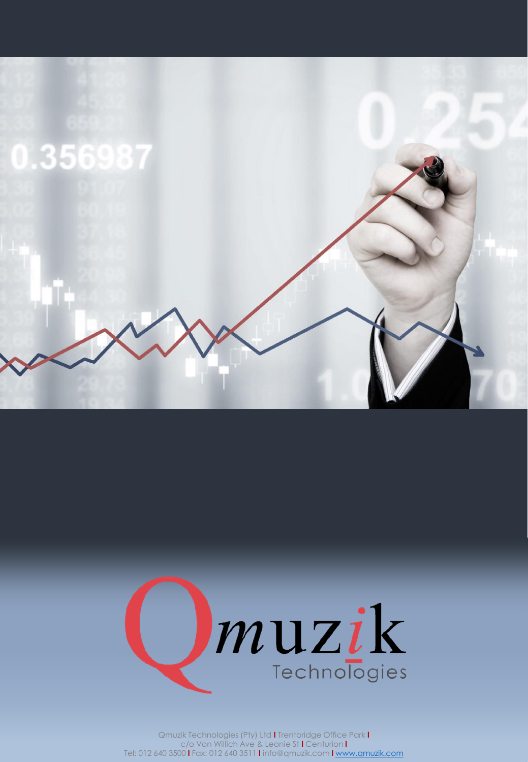Qmuzik Technologies

Qmuzik Technologies (Pty) Ltd I Trentbridge Office Park I
c/o Von Willich Ave & Leonie St I Centurion I
Tel: 012 640 3500 I Fax: 012 640 3511 I info@qmuzik.com I www.qmuzik.com